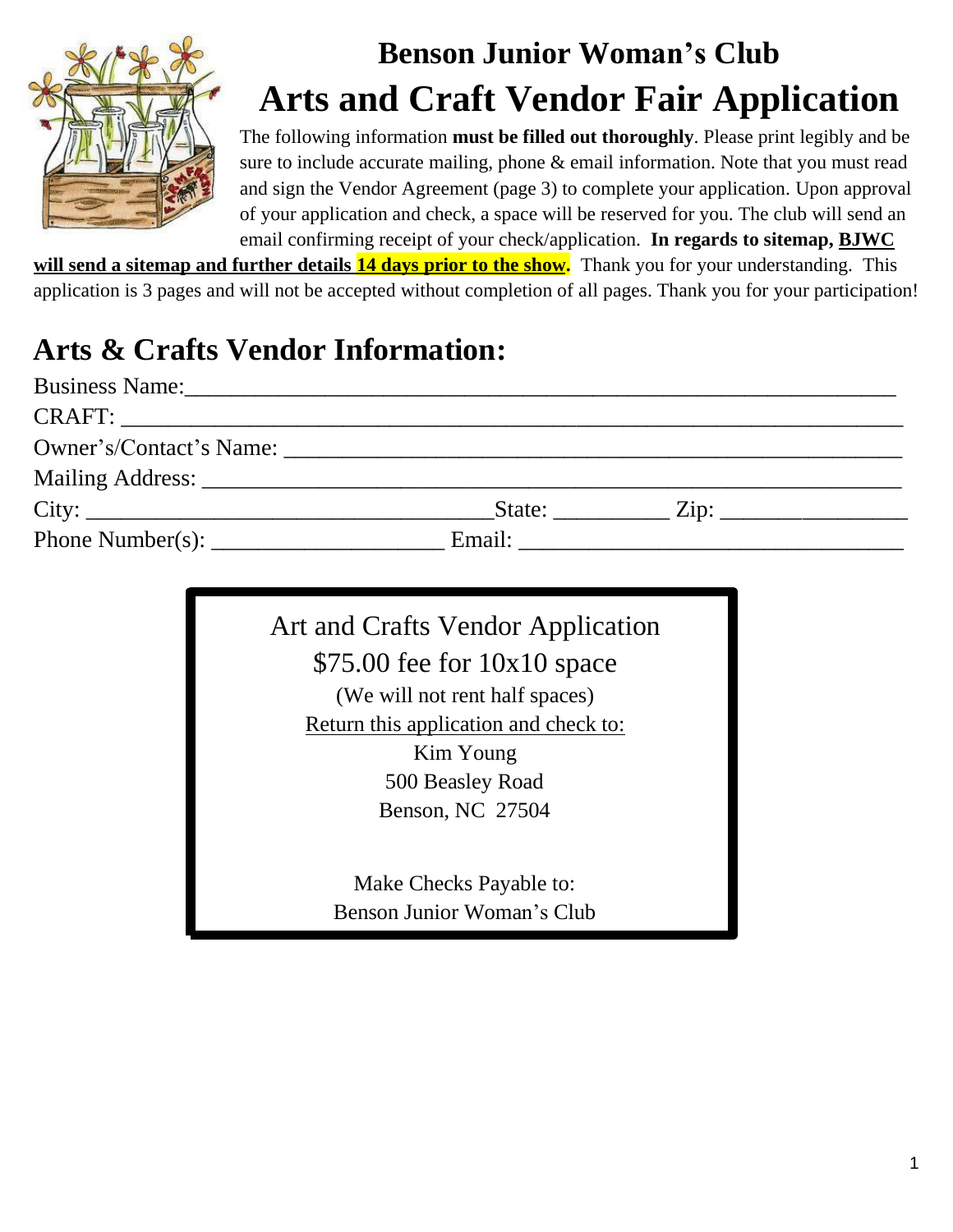# Benson Junior Woman's Club

# Arts and Craft Vendor Fair Application

The following information **must be filled out thoroughly**. Please print legibly and be sure to include accurate mailing, phone & email information. Note that you must read and sign the Vendor Agreement (page 3) to complete your application. Upon approval of your application and check, a space will be reserved for you. The club will send an email confirming receipt of your check/application. **In regards to sitemap, <u>BJWC will send a sitemap and further details 14 days prior to the show.</u>** Thank you for your understanding. This application is 3 pages and will not be accepted without completion of all pages. Thank you for your participation!

## Arts & Crafts Vendor Information:

Business Name:_______________________________________________________________

CRAFT: _____________________________________________________________________

Owner's/Contact's Name: ______________________________________________________

Mailing Address: _____________________________________________________________

City: ___________________________________State: __________ Zip: ________________

Phone Number(s): ____________________ Email: _________________________________

Art and Crafts Vendor Application

$75.00 fee for 10x10 space

(We will not rent half spaces)

<u>Return this application and check to:</u>

Kim Young
500 Beasley Road
Benson, NC 27504

Make Checks Payable to:
Benson Junior Woman's Club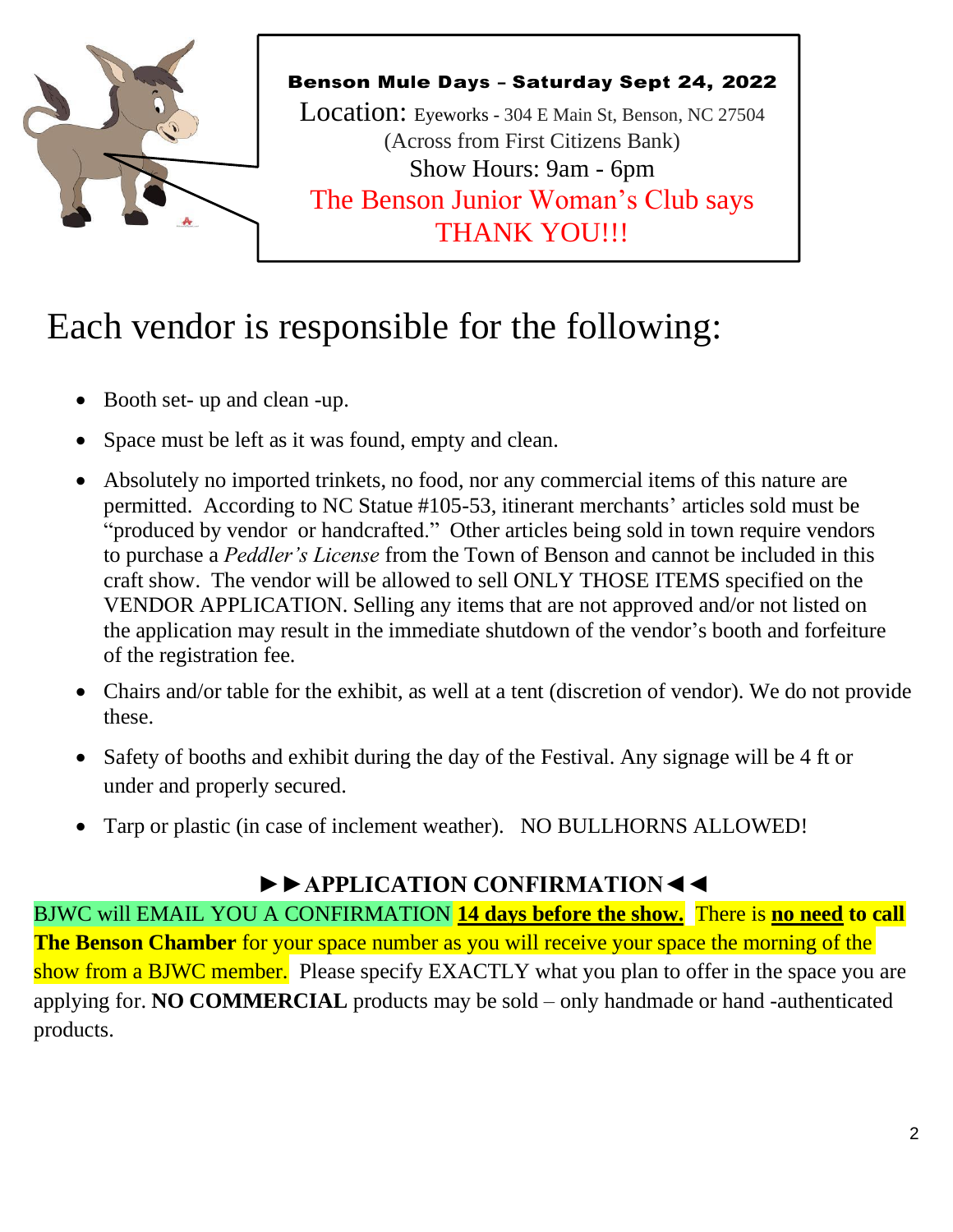**Benson Mule Days – Saturday Sept 24, 2022**

Location: Eyeworks - 304 E Main St, Benson, NC 27504
(Across from First Citizens Bank)
Show Hours: 9am - 6pm
The Benson Junior Woman's Club says
THANK YOU!!!

# Each vendor is responsible for the following:

- Booth set- up and clean -up.
- Space must be left as it was found, empty and clean.
- Absolutely no imported trinkets, no food, nor any commercial items of this nature are permitted. According to NC Statue #105-53, itinerant merchants' articles sold must be "produced by vendor or handcrafted." Other articles being sold in town require vendors to purchase a *Peddler's License* from the Town of Benson and cannot be included in this craft show. The vendor will be allowed to sell ONLY THOSE ITEMS specified on the VENDOR APPLICATION. Selling any items that are not approved and/or not listed on the application may result in the immediate shutdown of the vendor's booth and forfeiture of the registration fee.
- Chairs and/or table for the exhibit, as well at a tent (discretion of vendor). We do not provide these.
- Safety of booths and exhibit during the day of the Festival. Any signage will be 4 ft or under and properly secured.
- Tarp or plastic (in case of inclement weather). NO BULLHORNS ALLOWED!

## ►►APPLICATION CONFIRMATION◄◄

BJWC will EMAIL YOU A CONFIRMATION **14 days before the show.** There is **no need to call The Benson Chamber** for your space number as you will receive your space the morning of the show from a BJWC member. Please specify EXACTLY what you plan to offer in the space you are applying for. **NO COMMERCIAL** products may be sold – only handmade or hand -authenticated products.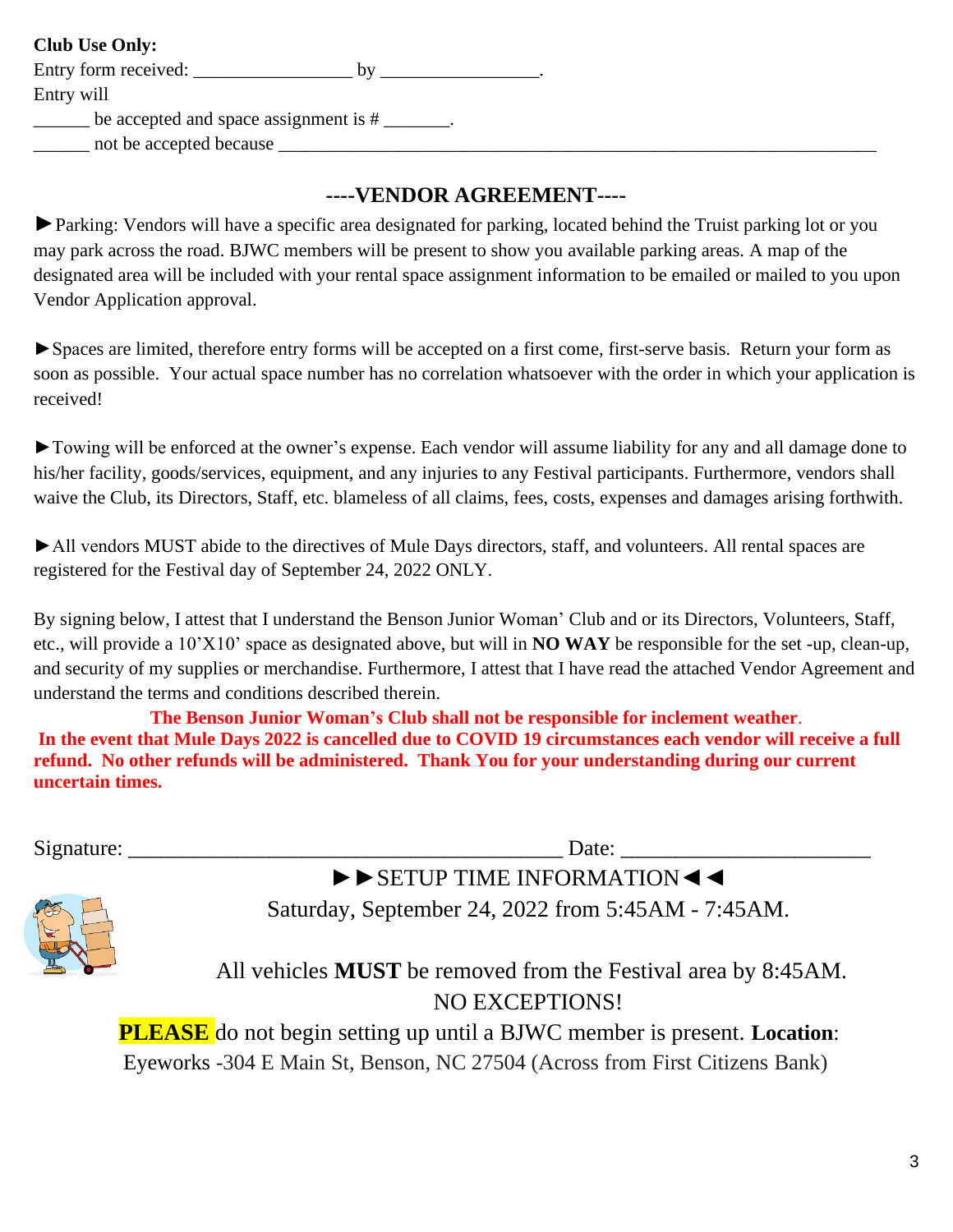**Club Use Only:**

Entry form received: _________________ by _________________.

Entry will

______ be accepted and space assignment is # _______.

______ not be accepted because _________________________________________________________________

## ----VENDOR AGREEMENT----

►Parking: Vendors will have a specific area designated for parking, located behind the Truist parking lot or you may park across the road. BJWC members will be present to show you available parking areas. A map of the designated area will be included with your rental space assignment information to be emailed or mailed to you upon Vendor Application approval.

►Spaces are limited, therefore entry forms will be accepted on a first come, first-serve basis. Return your form as soon as possible. Your actual space number has no correlation whatsoever with the order in which your application is received!

►Towing will be enforced at the owner's expense. Each vendor will assume liability for any and all damage done to his/her facility, goods/services, equipment, and any injuries to any Festival participants. Furthermore, vendors shall waive the Club, its Directors, Staff, etc. blameless of all claims, fees, costs, expenses and damages arising forthwith.

►All vendors MUST abide to the directives of Mule Days directors, staff, and volunteers. All rental spaces are registered for the Festival day of September 24, 2022 ONLY.

By signing below, I attest that I understand the Benson Junior Woman' Club and or its Directors, Volunteers, Staff, etc., will provide a 10'X10' space as designated above, but will in **NO WAY** be responsible for the set -up, clean-up, and security of my supplies or merchandise. Furthermore, I attest that I have read the attached Vendor Agreement and understand the terms and conditions described therein.

**The Benson Junior Woman's Club shall not be responsible for inclement weather**.

**In the event that Mule Days 2022 is cancelled due to COVID 19 circumstances each vendor will receive a full refund. No other refunds will be administered. Thank You for your understanding during our current uncertain times.**

Signature: _________________________________________ Date: _______________________

►►SETUP TIME INFORMATION◄◄

Saturday, September 24, 2022 from 5:45AM - 7:45AM.

All vehicles **MUST** be removed from the Festival area by 8:45AM.

NO EXCEPTIONS!

**PLEASE** do not begin setting up until a BJWC member is present. **Location**:

Eyeworks -304 E Main St, Benson, NC 27504 (Across from First Citizens Bank)